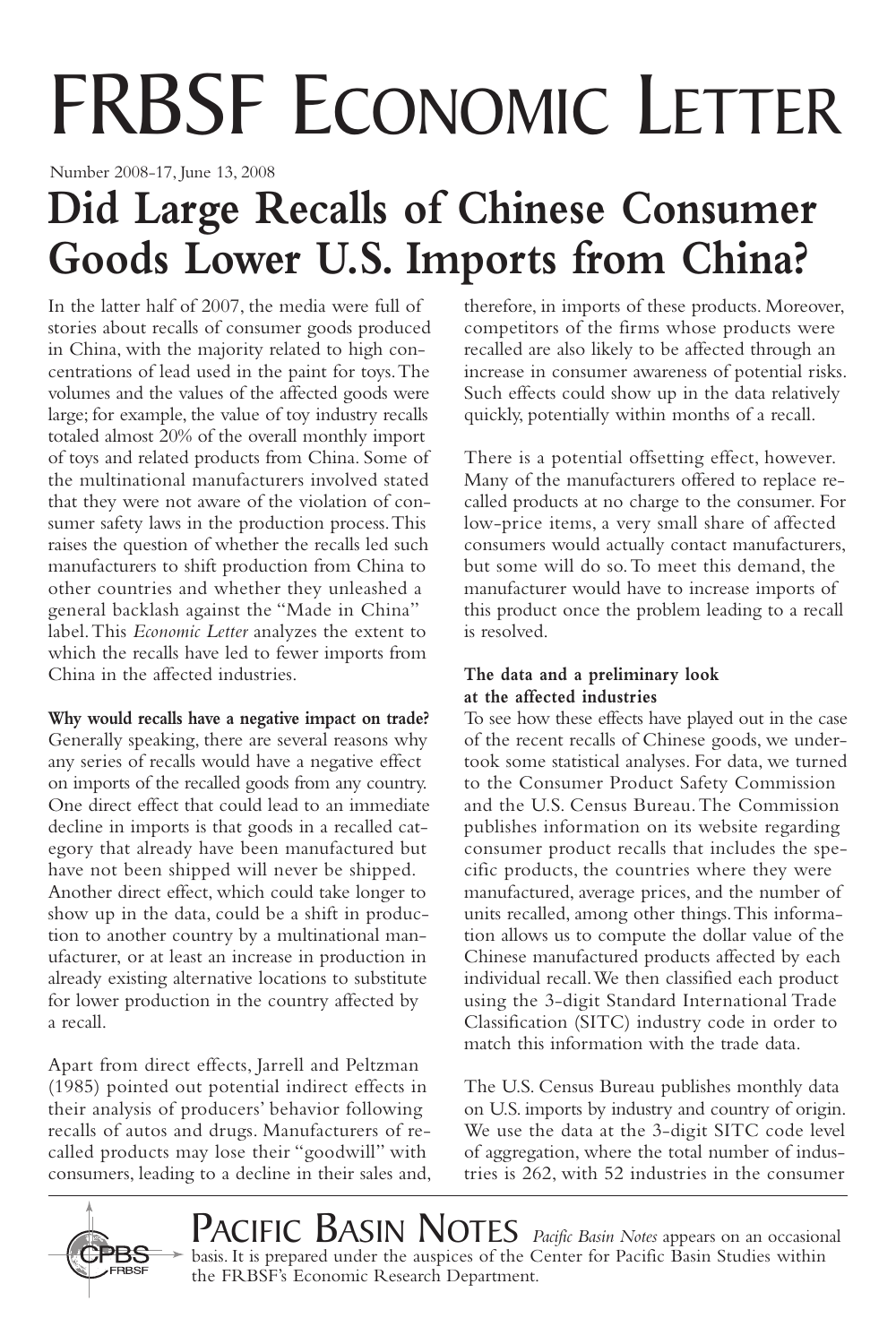# FRBSF Economic Letter

Number 2008-17, June 13, 2008

# Did Large Recalls of Chinese Consumer Goods Lower U.S. Imports from China?

In the latter half of 2007, the media were full of stories about recalls of consumer goods produced in China, with the majority related to high concentrations of lead used in the paint for toys. The volumes and the values of the affected goods were large; for example, the value of toy industry recalls totaled almost 20% of the overall monthly import of toys and related products from China. Some of the multinational manufacturers involved stated that they were not aware of the violation of consumer safety laws in the production process. This raises the question of whether the recalls led such manufacturers to shift production from China to other countries and whether they unleashed a general backlash against the "Made in China" label. This *Economic Letter* analyzes the extent to which the recalls have led to fewer imports from China in the affected industries.

**Why would recalls have a negative impact on trade?**

Generally speaking, there are several reasons why any series of recalls would have a negative effect on imports of the recalled goods from any country. One direct effect that could lead to an immediate decline in imports is that goods in a recalled category that already have been manufactured but have not been shipped will never be shipped. Another direct effect, which could take longer to show up in the data, could be a shift in production to another country by a multinational manufacturer, or at least an increase in production in already existing alternative locations to substitute for lower production in the country affected by a recall.

Apart from direct effects, Jarrell and Peltzman (1985) pointed out potential indirect effects in their analysis of producers' behavior following recalls of autos and drugs. Manufacturers of recalled products may lose their "goodwill" with consumers, leading to a decline in their sales and, therefore, in imports of these products. Moreover, competitors of the firms whose products were recalled are also likely to be affected through an increase in consumer awareness of potential risks. Such effects could show up in the data relatively quickly, potentially within months of a recall.

There is a potential offsetting effect, however. Many of the manufacturers offered to replace recalled products at no charge to the consumer. For low-price items, a very small share of affected consumers would actually contact manufacturers, but some will do so. To meet this demand, the manufacturer would have to increase imports of this product once the problem leading to a recall is resolved.

**The data and a preliminary look at the affected industries**

To see how these effects have played out in the case of the recent recalls of Chinese goods, we undertook some statistical analyses. For data, we turned to the Consumer Product Safety Commission and the U.S. Census Bureau. The Commission publishes information on its website regarding consumer product recalls that includes the specific products, the countries where they were manufactured, average prices, and the number of units recalled, among other things. This information allows us to compute the dollar value of the Chinese manufactured products affected by each individual recall. We then classified each product using the 3-digit Standard International Trade Classification (SITC) industry code in order to match this information with the trade data.

The U.S. Census Bureau publishes monthly data on U.S. imports by industry and country of origin. We use the data at the 3-digit SITC code level of aggregation, where the total number of industries is 262, with 52 industries in the consumer

## Pacific Basin Notes

*Pacific Basin Notes* appears on an occasional basis. It is prepared under the auspices of the Center for Pacific Basin Studies within the FRBSF's Economic Research Department.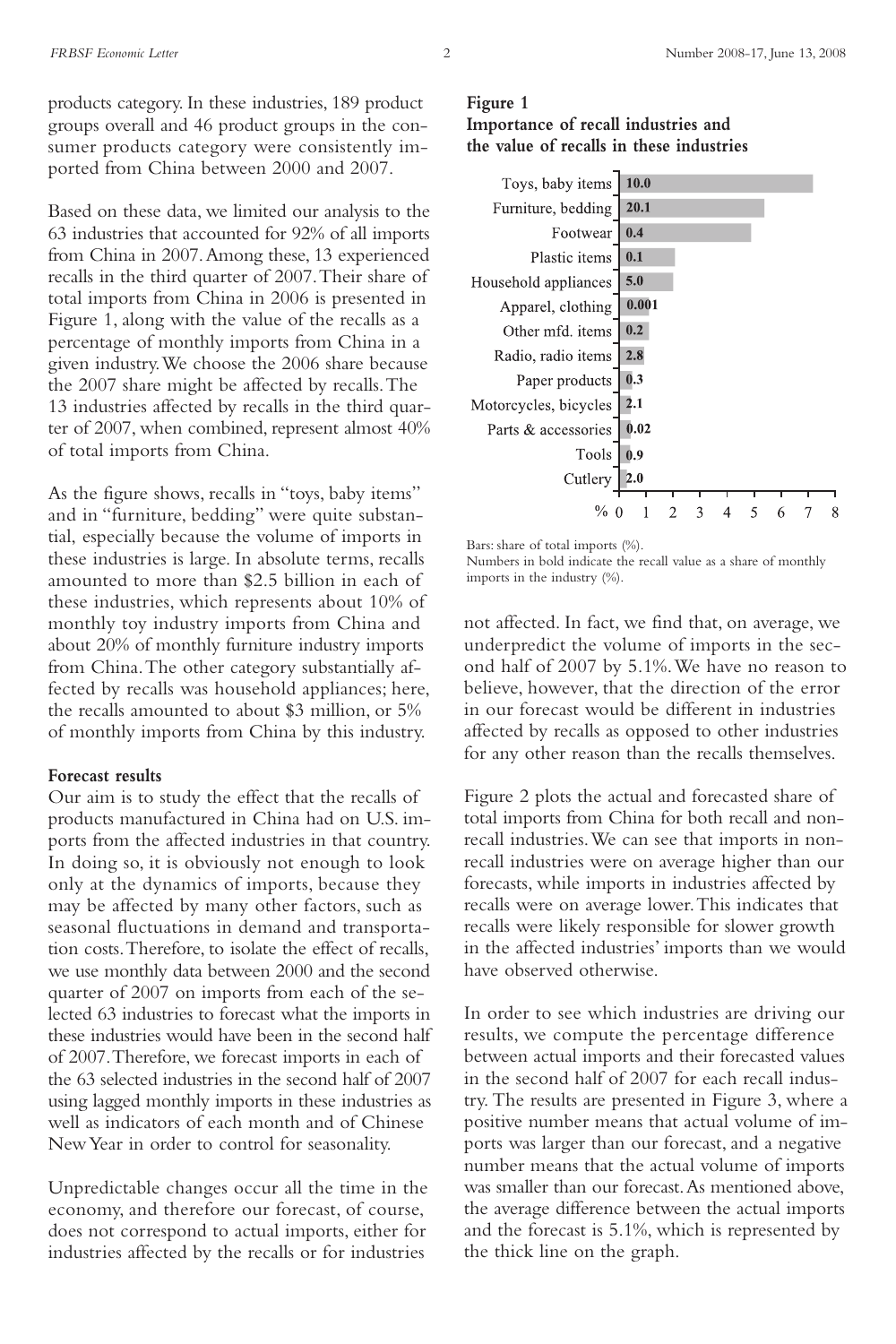products category. In these industries, 189 product groups overall and 46 product groups in the consumer products category were consistently imported from China between 2000 and 2007.

Based on these data, we limited our analysis to the 63 industries that accounted for 92% of all imports from China in 2007. Among these, 13 experienced recalls in the third quarter of 2007. Their share of total imports from China in 2006 is presented in Figure 1, along with the value of the recalls as a percentage of monthly imports from China in a given industry. We choose the 2006 share because the 2007 share might be affected by recalls. The 13 industries affected by recalls in the third quarter of 2007, when combined, represent almost 40% of total imports from China.

As the figure shows, recalls in "toys, baby items" and in "furniture, bedding" were quite substantial, especially because the volume of imports in these industries is large. In absolute terms, recalls amounted to more than $2.5 billion in each of these industries, which represents about 10% of monthly toy industry imports from China and about 20% of monthly furniture industry imports from China. The other category substantially affected by recalls was household appliances; here, the recalls amounted to about $3 million, or 5% of monthly imports from China by this industry.

**Forecast results**

Our aim is to study the effect that the recalls of products manufactured in China had on U.S. imports from the affected industries in that country. In doing so, it is obviously not enough to look only at the dynamics of imports, because they may be affected by many other factors, such as seasonal fluctuations in demand and transportation costs. Therefore, to isolate the effect of recalls, we use monthly data between 2000 and the second quarter of 2007 on imports from each of the selected 63 industries to forecast what the imports in these industries would have been in the second half of 2007. Therefore, we forecast imports in each of the 63 selected industries in the second half of 2007 using lagged monthly imports in these industries as well as indicators of each month and of Chinese New Year in order to control for seasonality.

Unpredictable changes occur all the time in the economy, and therefore our forecast, of course, does not correspond to actual imports, either for industries affected by the recalls or for industries

**Figure 1**
**Importance of recall industries and the value of recalls in these industries**

| Industry | Recall value as share of monthly imports (%) |
|---|---|
| Toys, baby items | **10.0** |
| Furniture, bedding | **20.1** |
| Footwear | **0.4** |
| Plastic items | **0.1** |
| Household appliances | **5.0** |
| Apparel, clothing | **0.001** |
| Other mfd. items | **0.2** |
| Radio, radio items | **2.8** |
| Paper products | **0.3** |
| Motorcycles, bicycles | **2.1** |
| Parts & accessories | **0.02** |
| Tools | **0.9** |
| Cutlery | **2.0** |

Bars: share of total imports (%).
Numbers in bold indicate the recall value as a share of monthly imports in the industry (%).

not affected. In fact, we find that, on average, we underpredict the volume of imports in the second half of 2007 by 5.1%. We have no reason to believe, however, that the direction of the error in our forecast would be different in industries affected by recalls as opposed to other industries for any other reason than the recalls themselves.

Figure 2 plots the actual and forecasted share of total imports from China for both recall and nonrecall industries. We can see that imports in nonrecall industries were on average higher than our forecasts, while imports in industries affected by recalls were on average lower. This indicates that recalls were likely responsible for slower growth in the affected industries' imports than we would have observed otherwise.

In order to see which industries are driving our results, we compute the percentage difference between actual imports and their forecasted values in the second half of 2007 for each recall industry. The results are presented in Figure 3, where a positive number means that actual volume of imports was larger than our forecast, and a negative number means that the actual volume of imports was smaller than our forecast. As mentioned above, the average difference between the actual imports and the forecast is 5.1%, which is represented by the thick line on the graph.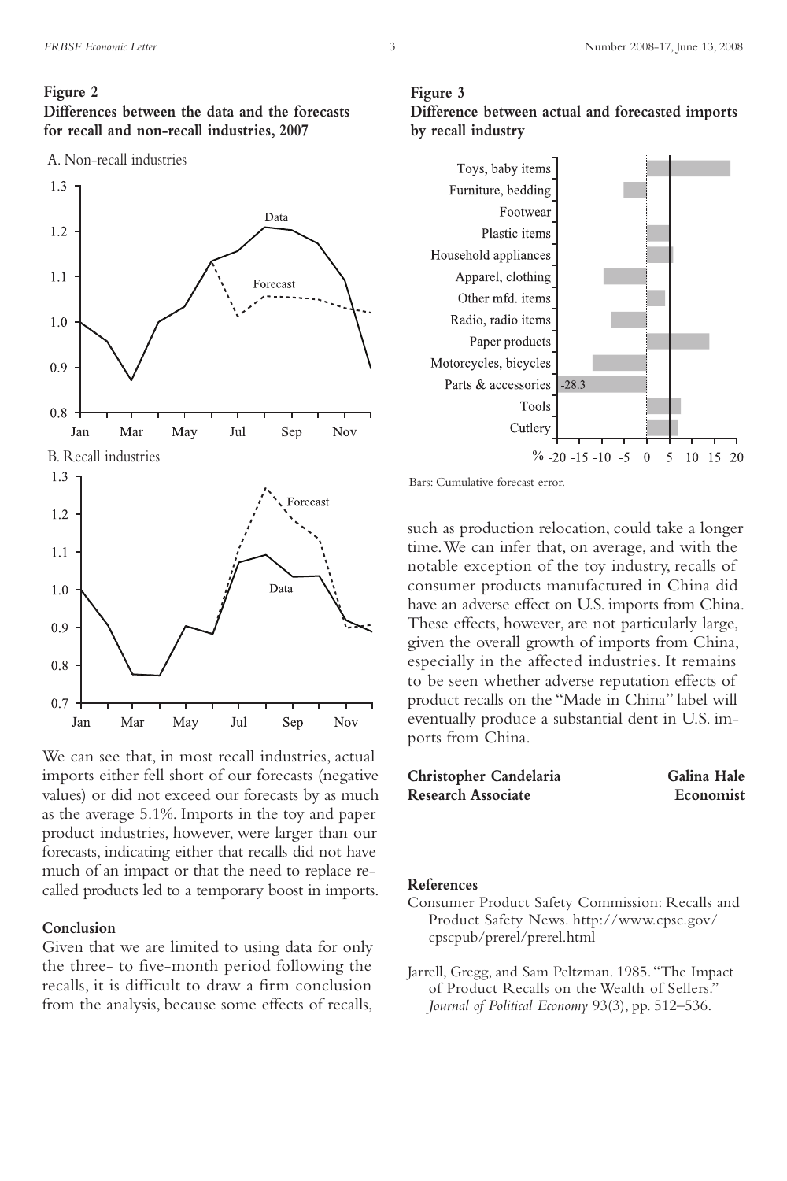**Figure 2**
**Differences between the data and the forecasts for recall and non-recall industries, 2007**

A. Non-recall industries

B. Recall industries

We can see that, in most recall industries, actual imports either fell short of our forecasts (negative values) or did not exceed our forecasts by as much as the average 5.1%. Imports in the toy and paper product industries, however, were larger than our forecasts, indicating either that recalls did not have much of an impact or that the need to replace recalled products led to a temporary boost in imports.

### Conclusion

Given that we are limited to using data for only the three- to five-month period following the recalls, it is difficult to draw a firm conclusion from the analysis, because some effects of recalls, such as production relocation, could take a longer time. We can infer that, on average, and with the notable exception of the toy industry, recalls of consumer products manufactured in China did have an adverse effect on U.S. imports from China. These effects, however, are not particularly large, given the overall growth of imports from China, especially in the affected industries. It remains to be seen whether adverse reputation effects of product recalls on the "Made in China" label will eventually produce a substantial dent in U.S. imports from China.

**Figure 3**
**Difference between actual and forecasted imports by recall industry**

Bars: Cumulative forecast error.

**Christopher Candelaria**
**Research Associate**

**Galina Hale**
**Economist**

### References

Consumer Product Safety Commission: Recalls and Product Safety News. http://www.cpsc.gov/cpscpub/prerel/prerel.html

Jarrell, Gregg, and Sam Peltzman. 1985. "The Impact of Product Recalls on the Wealth of Sellers." *Journal of Political Economy* 93(3), pp. 512–536.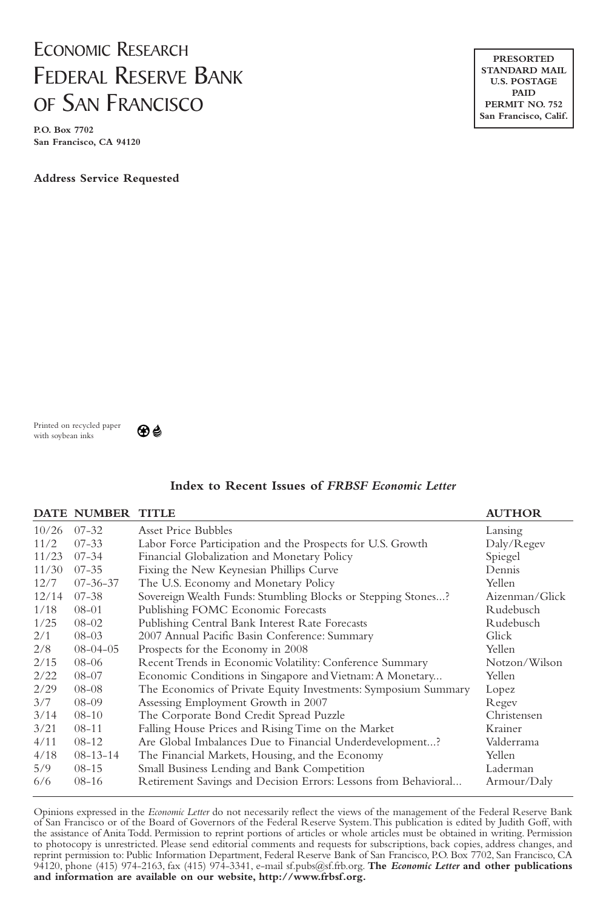# ECONOMIC RESEARCH FEDERAL RESERVE BANK OF SAN FRANCISCO

**P.O. Box 7702**
**San Francisco, CA 94120**

**PRESORTED STANDARD MAIL U.S. POSTAGE PAID PERMIT NO. 752 San Francisco, Calif.**

**Address Service Requested**

Printed on recycled paper with soybean inks

## Index to Recent Issues of *FRBSF Economic Letter*

| DATE | NUMBER | TITLE | AUTHOR |
|---|---|---|---|
| 10/26 | 07-32 | Asset Price Bubbles | Lansing |
| 11/2 | 07-33 | Labor Force Participation and the Prospects for U.S. Growth | Daly/Regev |
| 11/23 | 07-34 | Financial Globalization and Monetary Policy | Spiegel |
| 11/30 | 07-35 | Fixing the New Keynesian Phillips Curve | Dennis |
| 12/7 | 07-36-37 | The U.S. Economy and Monetary Policy | Yellen |
| 12/14 | 07-38 | Sovereign Wealth Funds: Stumbling Blocks or Stepping Stones...? | Aizenman/Glick |
| 1/18 | 08-01 | Publishing FOMC Economic Forecasts | Rudebusch |
| 1/25 | 08-02 | Publishing Central Bank Interest Rate Forecasts | Rudebusch |
| 2/1 | 08-03 | 2007 Annual Pacific Basin Conference: Summary | Glick |
| 2/8 | 08-04-05 | Prospects for the Economy in 2008 | Yellen |
| 2/15 | 08-06 | Recent Trends in Economic Volatility: Conference Summary | Notzon/Wilson |
| 2/22 | 08-07 | Economic Conditions in Singapore and Vietnam: A Monetary... | Yellen |
| 2/29 | 08-08 | The Economics of Private Equity Investments: Symposium Summary | Lopez |
| 3/7 | 08-09 | Assessing Employment Growth in 2007 | Regev |
| 3/14 | 08-10 | The Corporate Bond Credit Spread Puzzle | Christensen |
| 3/21 | 08-11 | Falling House Prices and Rising Time on the Market | Krainer |
| 4/11 | 08-12 | Are Global Imbalances Due to Financial Underdevelopment...? | Valderrama |
| 4/18 | 08-13-14 | The Financial Markets, Housing, and the Economy | Yellen |
| 5/9 | 08-15 | Small Business Lending and Bank Competition | Laderman |
| 6/6 | 08-16 | Retirement Savings and Decision Errors: Lessons from Behavioral... | Armour/Daly |

Opinions expressed in the *Economic Letter* do not necessarily reflect the views of the management of the Federal Reserve Bank of San Francisco or of the Board of Governors of the Federal Reserve System. This publication is edited by Judith Goff, with the assistance of Anita Todd. Permission to reprint portions of articles or whole articles must be obtained in writing. Permission to photocopy is unrestricted. Please send editorial comments and requests for subscriptions, back copies, address changes, and reprint permission to: Public Information Department, Federal Reserve Bank of San Francisco, P.O. Box 7702, San Francisco, CA 94120, phone (415) 974-2163, fax (415) 974-3341, e-mail sf.pubs@sf.frb.org. **The *Economic Letter* and other publications and information are available on our website, http://www.frbsf.org.**